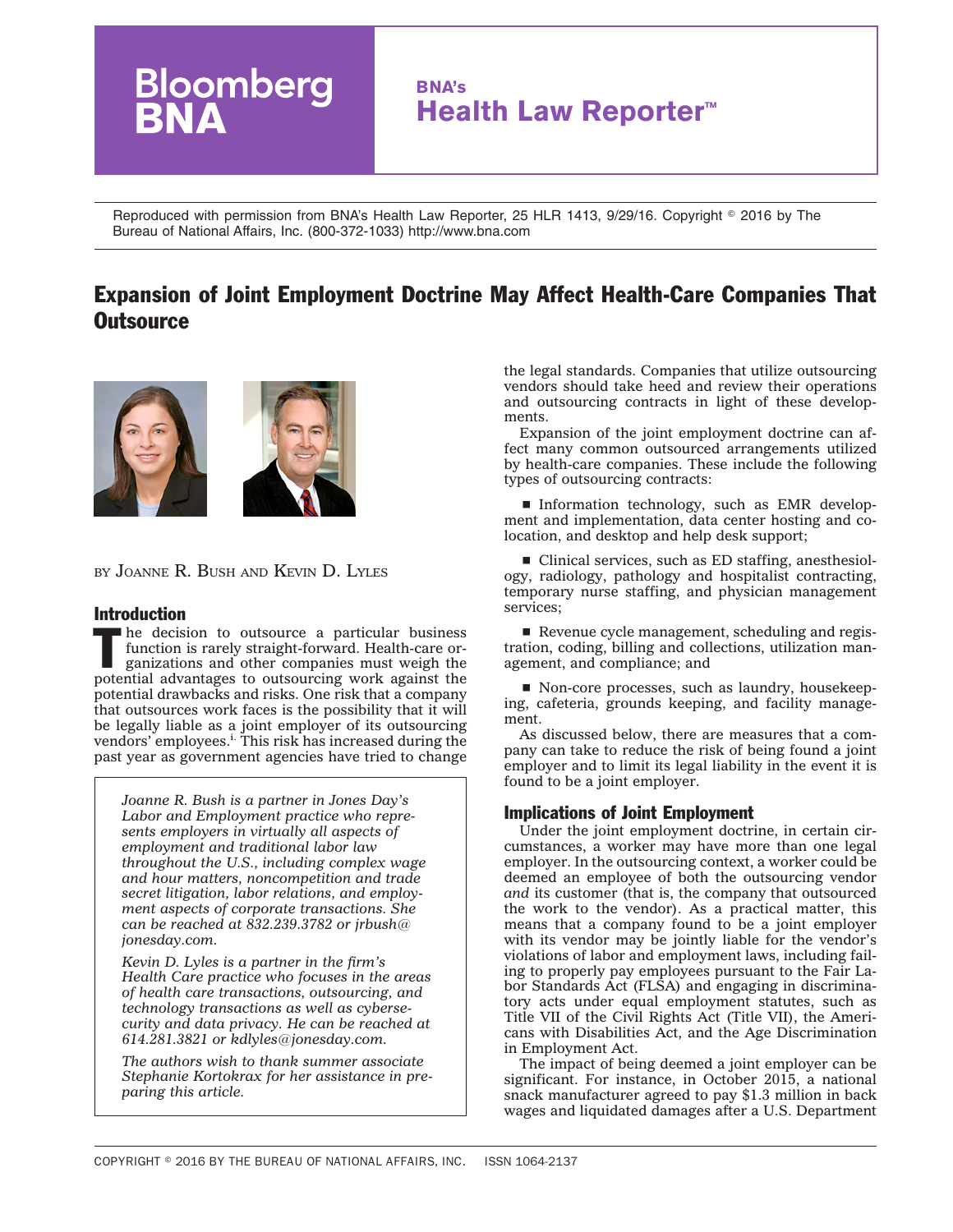Reproduced with permission from BNA's Health Law Reporter, 25 HLR 1413, 9/29/16. Copyright © 2016 by The Bureau of National Affairs, Inc. (800-372-1033) http://www.bna.com

# Expansion of Joint Employment Doctrine May Affect Health-Care Companies That Outsource

BY JOANNE R. BUSH AND KEVIN D. LYLES

## Introduction

The decision to outsource a particular business function is rarely straight-forward. Health-care organizations and other companies must weigh the potential advantages to outsourcing work against the potential drawbacks and risks. One risk that a company that outsources work faces is the possibility that it will be legally liable as a joint employer of its outsourcing vendors' employees.[i.] This risk has increased during the past year as government agencies have tried to change the legal standards. Companies that utilize outsourcing vendors should take heed and review their operations and outsourcing contracts in light of these developments.

*Joanne R. Bush is a partner in Jones Day's Labor and Employment practice who represents employers in virtually all aspects of employment and traditional labor law throughout the U.S., including complex wage and hour matters, noncompetition and trade secret litigation, labor relations, and employment aspects of corporate transactions. She can be reached at 832.239.3782 or jrbush@jonesday.com.*

*Kevin D. Lyles is a partner in the firm's Health Care practice who focuses in the areas of health care transactions, outsourcing, and technology transactions as well as cybersecurity and data privacy. He can be reached at 614.281.3821 or kdlyles@jonesday.com.*

*The authors wish to thank summer associate Stephanie Kortokrax for her assistance in preparing this article.*

Expansion of the joint employment doctrine can affect many common outsourced arrangements utilized by health-care companies. These include the following types of outsourcing contracts:

- Information technology, such as EMR development and implementation, data center hosting and colocation, and desktop and help desk support;
- Clinical services, such as ED staffing, anesthesiology, radiology, pathology and hospitalist contracting, temporary nurse staffing, and physician management services;
- Revenue cycle management, scheduling and registration, coding, billing and collections, utilization management, and compliance; and
- Non-core processes, such as laundry, housekeeping, cafeteria, grounds keeping, and facility management.

As discussed below, there are measures that a company can take to reduce the risk of being found a joint employer and to limit its legal liability in the event it is found to be a joint employer.

## Implications of Joint Employment

Under the joint employment doctrine, in certain circumstances, a worker may have more than one legal employer. In the outsourcing context, a worker could be deemed an employee of both the outsourcing vendor *and* its customer (that is, the company that outsourced the work to the vendor). As a practical matter, this means that a company found to be a joint employer with its vendor may be jointly liable for the vendor's violations of labor and employment laws, including failing to properly pay employees pursuant to the Fair Labor Standards Act (FLSA) and engaging in discriminatory acts under equal employment statutes, such as Title VII of the Civil Rights Act (Title VII), the Americans with Disabilities Act, and the Age Discrimination in Employment Act.

The impact of being deemed a joint employer can be significant. For instance, in October 2015, a national snack manufacturer agreed to pay $1.3 million in back wages and liquidated damages after a U.S. Department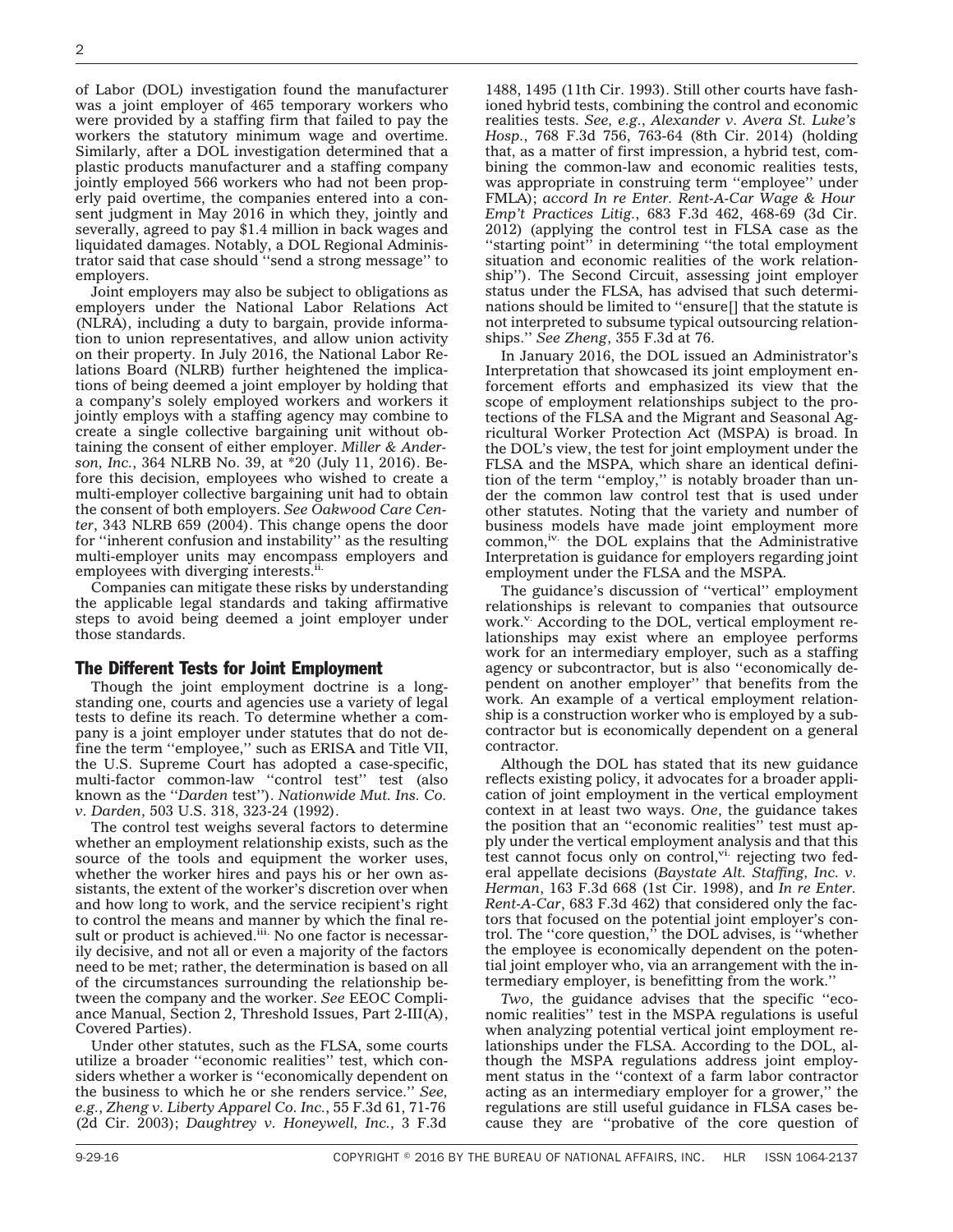of Labor (DOL) investigation found the manufacturer was a joint employer of 465 temporary workers who were provided by a staffing firm that failed to pay the workers the statutory minimum wage and overtime. Similarly, after a DOL investigation determined that a plastic products manufacturer and a staffing company jointly employed 566 workers who had not been properly paid overtime, the companies entered into a consent judgment in May 2016 in which they, jointly and severally, agreed to pay $1.4 million in back wages and liquidated damages. Notably, a DOL Regional Administrator said that case should ''send a strong message'' to employers.

Joint employers may also be subject to obligations as employers under the National Labor Relations Act (NLRA), including a duty to bargain, provide information to union representatives, and allow union activity on their property. In July 2016, the National Labor Relations Board (NLRB) further heightened the implications of being deemed a joint employer by holding that a company's solely employed workers and workers it jointly employs with a staffing agency may combine to create a single collective bargaining unit without obtaining the consent of either employer. *Miller & Anderson, Inc.*, 364 NLRB No. 39, at *20 (July 11, 2016). Before this decision, employees who wished to create a multi-employer collective bargaining unit had to obtain the consent of both employers. *See Oakwood Care Center*, 343 NLRB 659 (2004). This change opens the door for ''inherent confusion and instability'' as the resulting multi-employer units may encompass employers and employees with diverging interests.[ii.]

Companies can mitigate these risks by understanding the applicable legal standards and taking affirmative steps to avoid being deemed a joint employer under those standards.

## The Different Tests for Joint Employment

Though the joint employment doctrine is a longstanding one, courts and agencies use a variety of legal tests to define its reach. To determine whether a company is a joint employer under statutes that do not define the term ''employee,'' such as ERISA and Title VII, the U.S. Supreme Court has adopted a case-specific, multi-factor common-law ''control test'' test (also known as the ''*Darden* test''). *Nationwide Mut. Ins. Co. v. Darden*, 503 U.S. 318, 323-24 (1992).

The control test weighs several factors to determine whether an employment relationship exists, such as the source of the tools and equipment the worker uses, whether the worker hires and pays his or her own assistants, the extent of the worker's discretion over when and how long to work, and the service recipient's right to control the means and manner by which the final result or product is achieved.[iii.] No one factor is necessarily decisive, and not all or even a majority of the factors need to be met; rather, the determination is based on all of the circumstances surrounding the relationship between the company and the worker. *See* EEOC Compliance Manual, Section 2, Threshold Issues, Part 2-III(A), Covered Parties).

Under other statutes, such as the FLSA, some courts utilize a broader ''economic realities'' test, which considers whether a worker is ''economically dependent on the business to which he or she renders service.'' *See, e.g.*, *Zheng v. Liberty Apparel Co. Inc.*, 55 F.3d 61, 71-76 (2d Cir. 2003); *Daughtrey v. Honeywell, Inc.*, 3 F.3d 1488, 1495 (11th Cir. 1993). Still other courts have fashioned hybrid tests, combining the control and economic realities tests. *See, e.g.*, *Alexander v. Avera St. Luke's Hosp.*, 768 F.3d 756, 763-64 (8th Cir. 2014) (holding that, as a matter of first impression, a hybrid test, combining the common-law and economic realities tests, was appropriate in construing term ''employee'' under FMLA); *accord In re Enter. Rent-A-Car Wage & Hour Emp't Practices Litig.*, 683 F.3d 462, 468-69 (3d Cir. 2012) (applying the control test in FLSA case as the ''starting point'' in determining ''the total employment situation and economic realities of the work relationship''). The Second Circuit, assessing joint employer status under the FLSA, has advised that such determinations should be limited to ''ensure[] that the statute is not interpreted to subsume typical outsourcing relationships.'' *See Zheng*, 355 F.3d at 76.

In January 2016, the DOL issued an Administrator's Interpretation that showcased its joint employment enforcement efforts and emphasized its view that the scope of employment relationships subject to the protections of the FLSA and the Migrant and Seasonal Agricultural Worker Protection Act (MSPA) is broad. In the DOL's view, the test for joint employment under the FLSA and the MSPA, which share an identical definition of the term ''employ,'' is notably broader than under the common law control test that is used under other statutes. Noting that the variety and number of business models have made joint employment more common,[iv.] the DOL explains that the Administrative Interpretation is guidance for employers regarding joint employment under the FLSA and the MSPA.

The guidance's discussion of ''vertical'' employment relationships is relevant to companies that outsource work.[v.] According to the DOL, vertical employment relationships may exist where an employee performs work for an intermediary employer, such as a staffing agency or subcontractor, but is also ''economically dependent on another employer'' that benefits from the work. An example of a vertical employment relationship is a construction worker who is employed by a subcontractor but is economically dependent on a general contractor.

Although the DOL has stated that its new guidance reflects existing policy, it advocates for a broader application of joint employment in the vertical employment context in at least two ways. *One*, the guidance takes the position that an ''economic realities'' test must apply under the vertical employment analysis and that this test cannot focus only on control,[vi.] rejecting two federal appellate decisions (*Baystate Alt. Staffing, Inc. v. Herman*, 163 F.3d 668 (1st Cir. 1998), and *In re Enter. Rent-A-Car*, 683 F.3d 462) that considered only the factors that focused on the potential joint employer's control. The ''core question,'' the DOL advises, is ''whether the employee is economically dependent on the potential joint employer who, via an arrangement with the intermediary employer, is benefitting from the work.''

*Two*, the guidance advises that the specific ''economic realities'' test in the MSPA regulations is useful when analyzing potential vertical joint employment relationships under the FLSA. According to the DOL, although the MSPA regulations address joint employment status in the ''context of a farm labor contractor acting as an intermediary employer for a grower,'' the regulations are still useful guidance in FLSA cases because they are ''probative of the core question of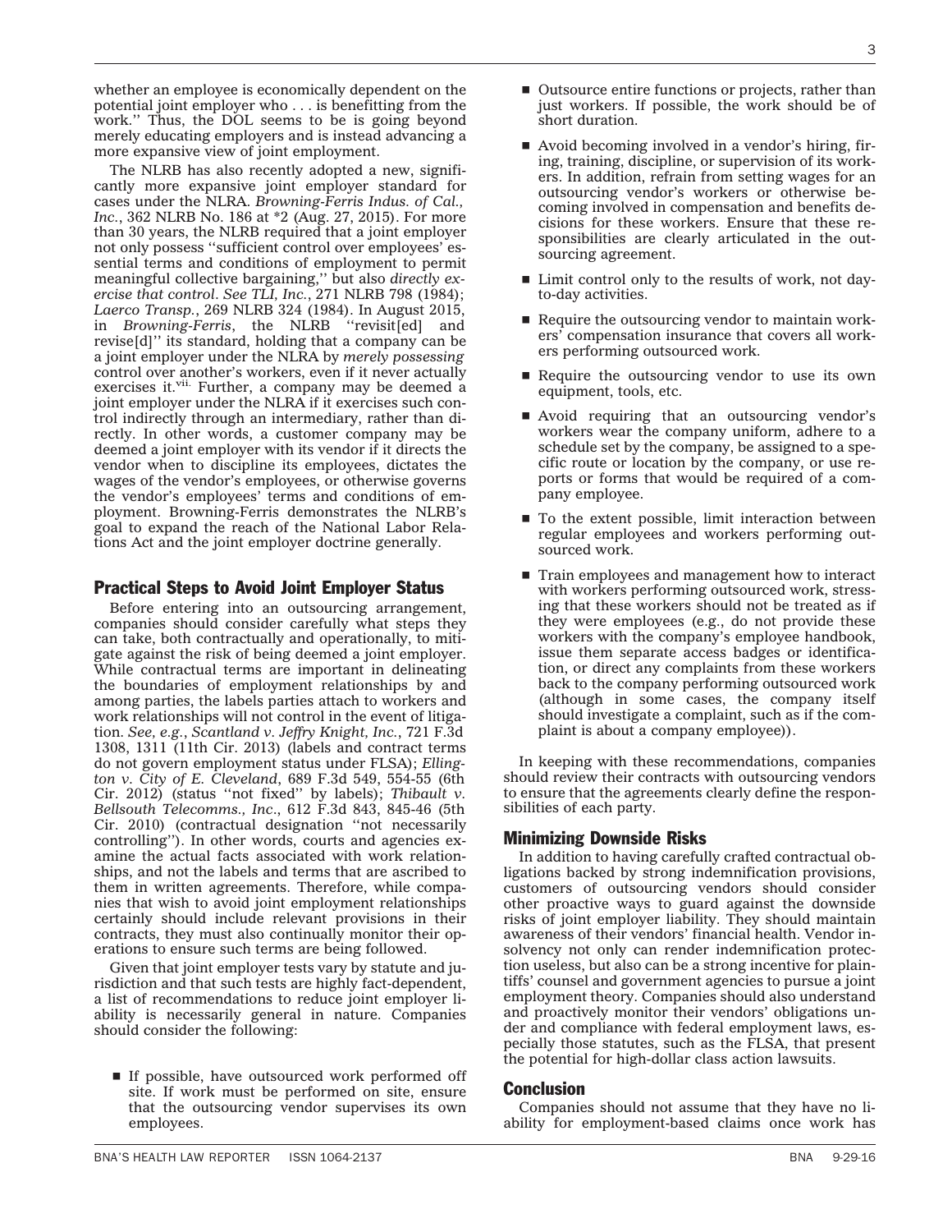whether an employee is economically dependent on the potential joint employer who . . . is benefitting from the work.'' Thus, the DOL seems to be going beyond merely educating employers and is instead advancing a more expansive view of joint employment.

The NLRB has also recently adopted a new, significantly more expansive joint employer standard for cases under the NLRA. *Browning-Ferris Indus. of Cal., Inc.*, 362 NLRB No. 186 at *2 (Aug. 27, 2015). For more than 30 years, the NLRB required that a joint employer not only possess ''sufficient control over employees' essential terms and conditions of employment to permit meaningful collective bargaining,'' but also *directly exercise that control*. *See TLI, Inc.*, 271 NLRB 798 (1984); *Laerco Transp.*, 269 NLRB 324 (1984). In August 2015, in *Browning-Ferris*, the NLRB ''revisit[ed] and revise[d]'' its standard, holding that a company can be a joint employer under the NLRA by *merely possessing* control over another's workers, even if it never actually exercises it.[vii] Further, a company may be deemed a joint employer under the NLRA if it exercises such control indirectly through an intermediary, rather than directly. In other words, a customer company may be deemed a joint employer with its vendor if it directs the vendor when to discipline its employees, dictates the wages of the vendor's employees, or otherwise governs the vendor's employees' terms and conditions of employment. Browning-Ferris demonstrates the NLRB's goal to expand the reach of the National Labor Relations Act and the joint employer doctrine generally.

## Practical Steps to Avoid Joint Employer Status

Before entering into an outsourcing arrangement, companies should consider carefully what steps they can take, both contractually and operationally, to mitigate against the risk of being deemed a joint employer. While contractual terms are important in delineating the boundaries of employment relationships by and among parties, the labels parties attach to workers and work relationships will not control in the event of litigation. *See, e.g.*, *Scantland v. Jeffry Knight, Inc.*, 721 F.3d 1308, 1311 (11th Cir. 2013) (labels and contract terms do not govern employment status under FLSA); *Ellington v. City of E. Cleveland*, 689 F.3d 549, 554-55 (6th Cir. 2012) (status ''not fixed'' by labels); *Thibault v. Bellsouth Telecomms., Inc*., 612 F.3d 843, 845-46 (5th Cir. 2010) (contractual designation ''not necessarily controlling''). In other words, courts and agencies examine the actual facts associated with work relationships, and not the labels and terms that are ascribed to them in written agreements. Therefore, while companies that wish to avoid joint employment relationships certainly should include relevant provisions in their contracts, they must also continually monitor their operations to ensure such terms are being followed.

Given that joint employer tests vary by statute and jurisdiction and that such tests are highly fact-dependent, a list of recommendations to reduce joint employer liability is necessarily general in nature. Companies should consider the following:

- If possible, have outsourced work performed off site. If work must be performed on site, ensure that the outsourcing vendor supervises its own employees.
- Outsource entire functions or projects, rather than just workers. If possible, the work should be of short duration.
- Avoid becoming involved in a vendor's hiring, firing, training, discipline, or supervision of its workers. In addition, refrain from setting wages for an outsourcing vendor's workers or otherwise becoming involved in compensation and benefits decisions for these workers. Ensure that these responsibilities are clearly articulated in the outsourcing agreement.
- Limit control only to the results of work, not day-to-day activities.
- Require the outsourcing vendor to maintain workers' compensation insurance that covers all workers performing outsourced work.
- Require the outsourcing vendor to use its own equipment, tools, etc.
- Avoid requiring that an outsourcing vendor's workers wear the company uniform, adhere to a schedule set by the company, be assigned to a specific route or location by the company, or use reports or forms that would be required of a company employee.
- To the extent possible, limit interaction between regular employees and workers performing outsourced work.
- Train employees and management how to interact with workers performing outsourced work, stressing that these workers should not be treated as if they were employees (e.g., do not provide these workers with the company's employee handbook, issue them separate access badges or identification, or direct any complaints from these workers back to the company performing outsourced work (although in some cases, the company itself should investigate a complaint, such as if the complaint is about a company employee)).

In keeping with these recommendations, companies should review their contracts with outsourcing vendors to ensure that the agreements clearly define the responsibilities of each party.

## Minimizing Downside Risks

In addition to having carefully crafted contractual obligations backed by strong indemnification provisions, customers of outsourcing vendors should consider other proactive ways to guard against the downside risks of joint employer liability. They should maintain awareness of their vendors' financial health. Vendor insolvency not only can render indemnification protection useless, but also can be a strong incentive for plaintiffs' counsel and government agencies to pursue a joint employment theory. Companies should also understand and proactively monitor their vendors' obligations under and compliance with federal employment laws, especially those statutes, such as the FLSA, that present the potential for high-dollar class action lawsuits.

## Conclusion

Companies should not assume that they have no liability for employment-based claims once work has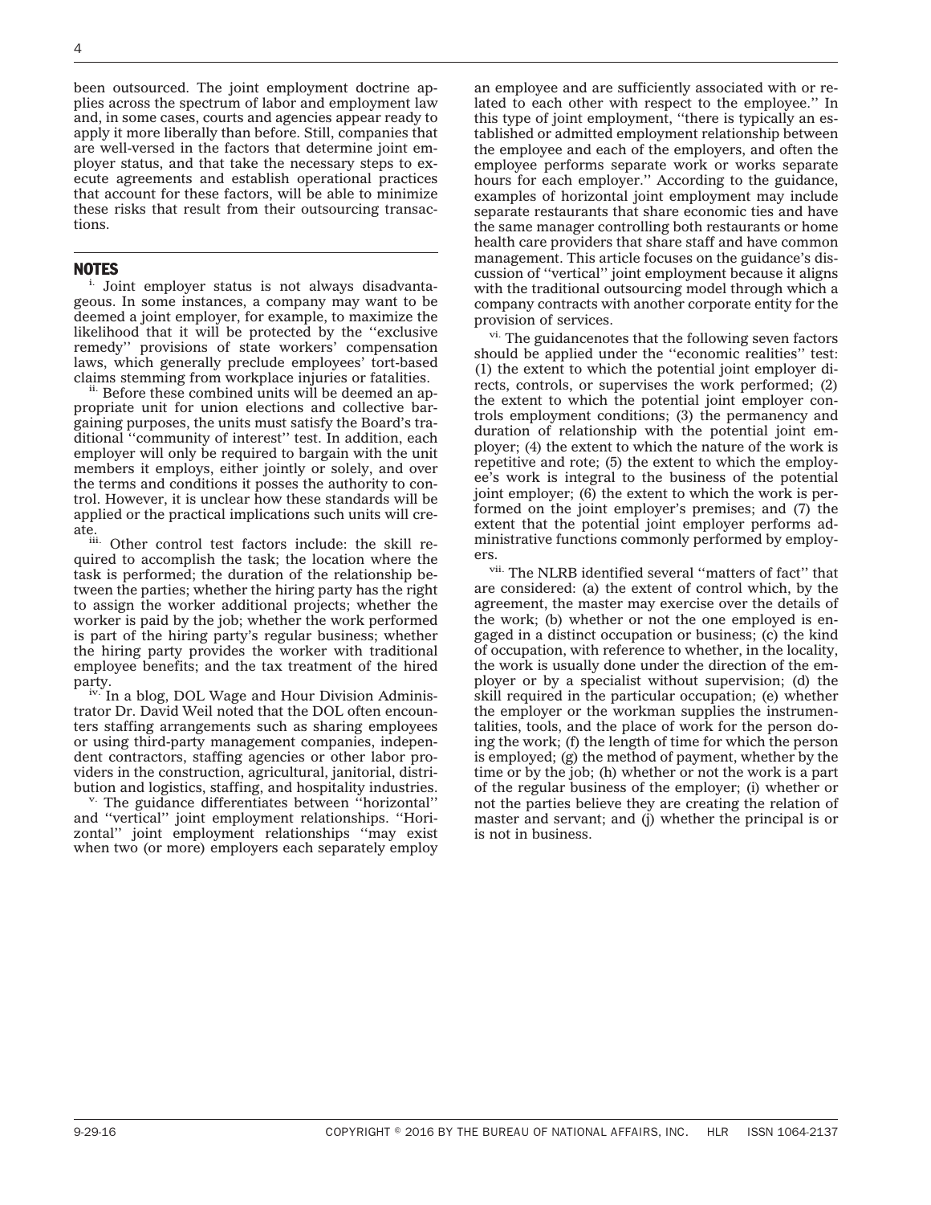been outsourced. The joint employment doctrine applies across the spectrum of labor and employment law and, in some cases, courts and agencies appear ready to apply it more liberally than before. Still, companies that are well-versed in the factors that determine joint employer status, and that take the necessary steps to execute agreements and establish operational practices that account for these factors, will be able to minimize these risks that result from their outsourcing transactions.

## NOTES

[i.] Joint employer status is not always disadvantageous. In some instances, a company may want to be deemed a joint employer, for example, to maximize the likelihood that it will be protected by the ''exclusive remedy'' provisions of state workers' compensation laws, which generally preclude employees' tort-based claims stemming from workplace injuries or fatalities.

[ii.] Before these combined units will be deemed an appropriate unit for union elections and collective bargaining purposes, the units must satisfy the Board's traditional ''community of interest'' test. In addition, each employer will only be required to bargain with the unit members it employs, either jointly or solely, and over the terms and conditions it posses the authority to control. However, it is unclear how these standards will be applied or the practical implications such units will create.

[iii.] Other control test factors include: the skill required to accomplish the task; the location where the task is performed; the duration of the relationship between the parties; whether the hiring party has the right to assign the worker additional projects; whether the worker is paid by the job; whether the work performed is part of the hiring party's regular business; whether the hiring party provides the worker with traditional employee benefits; and the tax treatment of the hired party.

[iv.] In a blog, DOL Wage and Hour Division Administrator Dr. David Weil noted that the DOL often encounters staffing arrangements such as sharing employees or using third-party management companies, independent contractors, staffing agencies or other labor providers in the construction, agricultural, janitorial, distribution and logistics, staffing, and hospitality industries.

[v.] The guidance differentiates between ''horizontal'' and ''vertical'' joint employment relationships. ''Horizontal'' joint employment relationships ''may exist when two (or more) employers each separately employ an employee and are sufficiently associated with or related to each other with respect to the employee.'' In this type of joint employment, ''there is typically an established or admitted employment relationship between the employee and each of the employers, and often the employee performs separate work or works separate hours for each employer.'' According to the guidance, examples of horizontal joint employment may include separate restaurants that share economic ties and have the same manager controlling both restaurants or home health care providers that share staff and have common management. This article focuses on the guidance's discussion of ''vertical'' joint employment because it aligns with the traditional outsourcing model through which a company contracts with another corporate entity for the provision of services.

[vi.] The guidancenotes that the following seven factors should be applied under the ''economic realities'' test: (1) the extent to which the potential joint employer directs, controls, or supervises the work performed; (2) the extent to which the potential joint employer controls employment conditions; (3) the permanency and duration of relationship with the potential joint employer; (4) the extent to which the nature of the work is repetitive and rote; (5) the extent to which the employee's work is integral to the business of the potential joint employer; (6) the extent to which the work is performed on the joint employer's premises; and (7) the extent that the potential joint employer performs administrative functions commonly performed by employers.

[vii.] The NLRB identified several ''matters of fact'' that are considered: (a) the extent of control which, by the agreement, the master may exercise over the details of the work; (b) whether or not the one employed is engaged in a distinct occupation or business; (c) the kind of occupation, with reference to whether, in the locality, the work is usually done under the direction of the employer or by a specialist without supervision; (d) the skill required in the particular occupation; (e) whether the employer or the workman supplies the instrumentalities, tools, and the place of work for the person doing the work; (f) the length of time for which the person is employed; (g) the method of payment, whether by the time or by the job; (h) whether or not the work is a part of the regular business of the employer; (i) whether or not the parties believe they are creating the relation of master and servant; and (j) whether the principal is or is not in business.